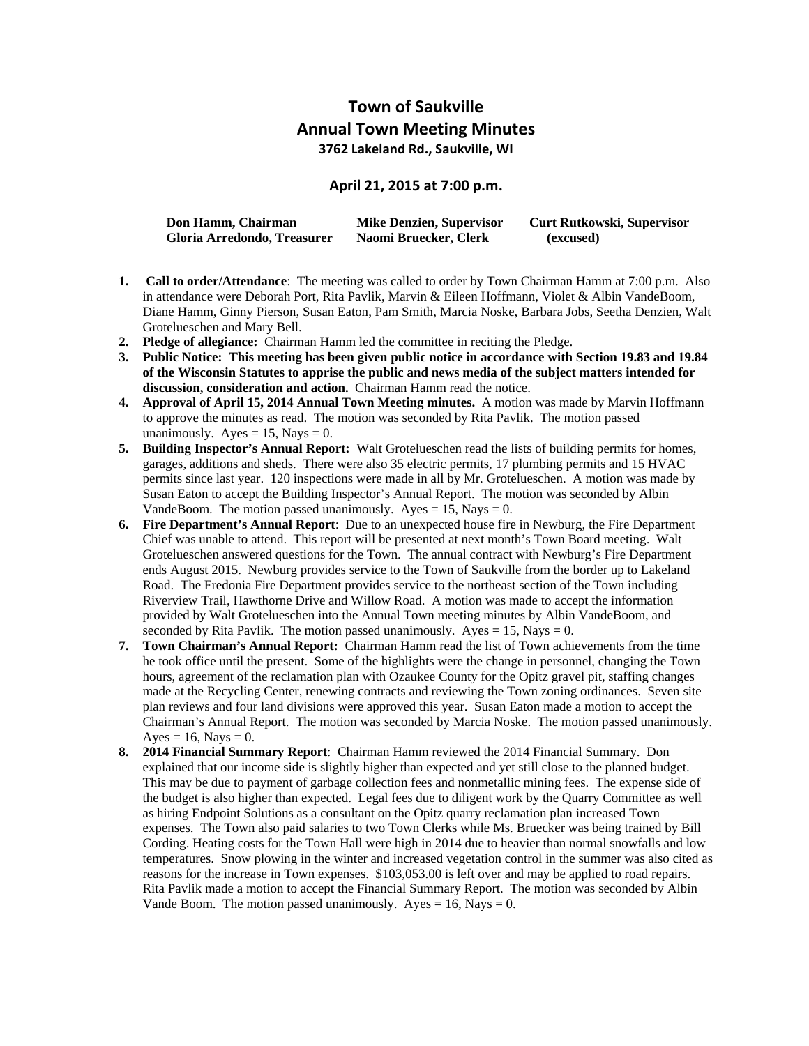# Town of Saukville
## Annual Town Meeting Minutes
### 3762 Lakeland Rd., Saukville, WI

### April 21, 2015 at 7:00 p.m.

| | | |
|---|---|---|
| **Don Hamm, Chairman** | **Mike Denzien, Supervisor** | **Curt Rutkowski, Supervisor** |
| **Gloria Arredondo, Treasurer** | **Naomi Bruecker, Clerk** | **(excused)** |

1. **Call to order/Attendance**: The meeting was called to order by Town Chairman Hamm at 7:00 p.m. Also in attendance were Deborah Port, Rita Pavlik, Marvin & Eileen Hoffmann, Violet & Albin VandeBoom, Diane Hamm, Ginny Pierson, Susan Eaton, Pam Smith, Marcia Noske, Barbara Jobs, Seetha Denzien, Walt Grotelueschen and Mary Bell.
2. **Pledge of allegiance:** Chairman Hamm led the committee in reciting the Pledge.
3. **Public Notice: This meeting has been given public notice in accordance with Section 19.83 and 19.84 of the Wisconsin Statutes to apprise the public and news media of the subject matters intended for discussion, consideration and action.** Chairman Hamm read the notice.
4. **Approval of April 15, 2014 Annual Town Meeting minutes.** A motion was made by Marvin Hoffmann to approve the minutes as read. The motion was seconded by Rita Pavlik. The motion passed unanimously. Ayes = 15, Nays = 0.
5. **Building Inspector's Annual Report:** Walt Grotelueschen read the lists of building permits for homes, garages, additions and sheds. There were also 35 electric permits, 17 plumbing permits and 15 HVAC permits since last year. 120 inspections were made in all by Mr. Grotelueschen. A motion was made by Susan Eaton to accept the Building Inspector's Annual Report. The motion was seconded by Albin VandeBoom. The motion passed unanimously. Ayes = 15, Nays = 0.
6. **Fire Department's Annual Report**: Due to an unexpected house fire in Newburg, the Fire Department Chief was unable to attend. This report will be presented at next month's Town Board meeting. Walt Grotelueschen answered questions for the Town. The annual contract with Newburg's Fire Department ends August 2015. Newburg provides service to the Town of Saukville from the border up to Lakeland Road. The Fredonia Fire Department provides service to the northeast section of the Town including Riverview Trail, Hawthorne Drive and Willow Road. A motion was made to accept the information provided by Walt Grotelueschen into the Annual Town meeting minutes by Albin VandeBoom, and seconded by Rita Pavlik. The motion passed unanimously. Ayes = 15, Nays = 0.
7. **Town Chairman's Annual Report:** Chairman Hamm read the list of Town achievements from the time he took office until the present. Some of the highlights were the change in personnel, changing the Town hours, agreement of the reclamation plan with Ozaukee County for the Opitz gravel pit, staffing changes made at the Recycling Center, renewing contracts and reviewing the Town zoning ordinances. Seven site plan reviews and four land divisions were approved this year. Susan Eaton made a motion to accept the Chairman's Annual Report. The motion was seconded by Marcia Noske. The motion passed unanimously. Ayes = 16, Nays = 0.
8. **2014 Financial Summary Report**: Chairman Hamm reviewed the 2014 Financial Summary. Don explained that our income side is slightly higher than expected and yet still close to the planned budget. This may be due to payment of garbage collection fees and nonmetallic mining fees. The expense side of the budget is also higher than expected. Legal fees due to diligent work by the Quarry Committee as well as hiring Endpoint Solutions as a consultant on the Opitz quarry reclamation plan increased Town expenses. The Town also paid salaries to two Town Clerks while Ms. Bruecker was being trained by Bill Cording. Heating costs for the Town Hall were high in 2014 due to heavier than normal snowfalls and low temperatures. Snow plowing in the winter and increased vegetation control in the summer was also cited as reasons for the increase in Town expenses. $103,053.00 is left over and may be applied to road repairs. Rita Pavlik made a motion to accept the Financial Summary Report. The motion was seconded by Albin Vande Boom. The motion passed unanimously. Ayes = 16, Nays = 0.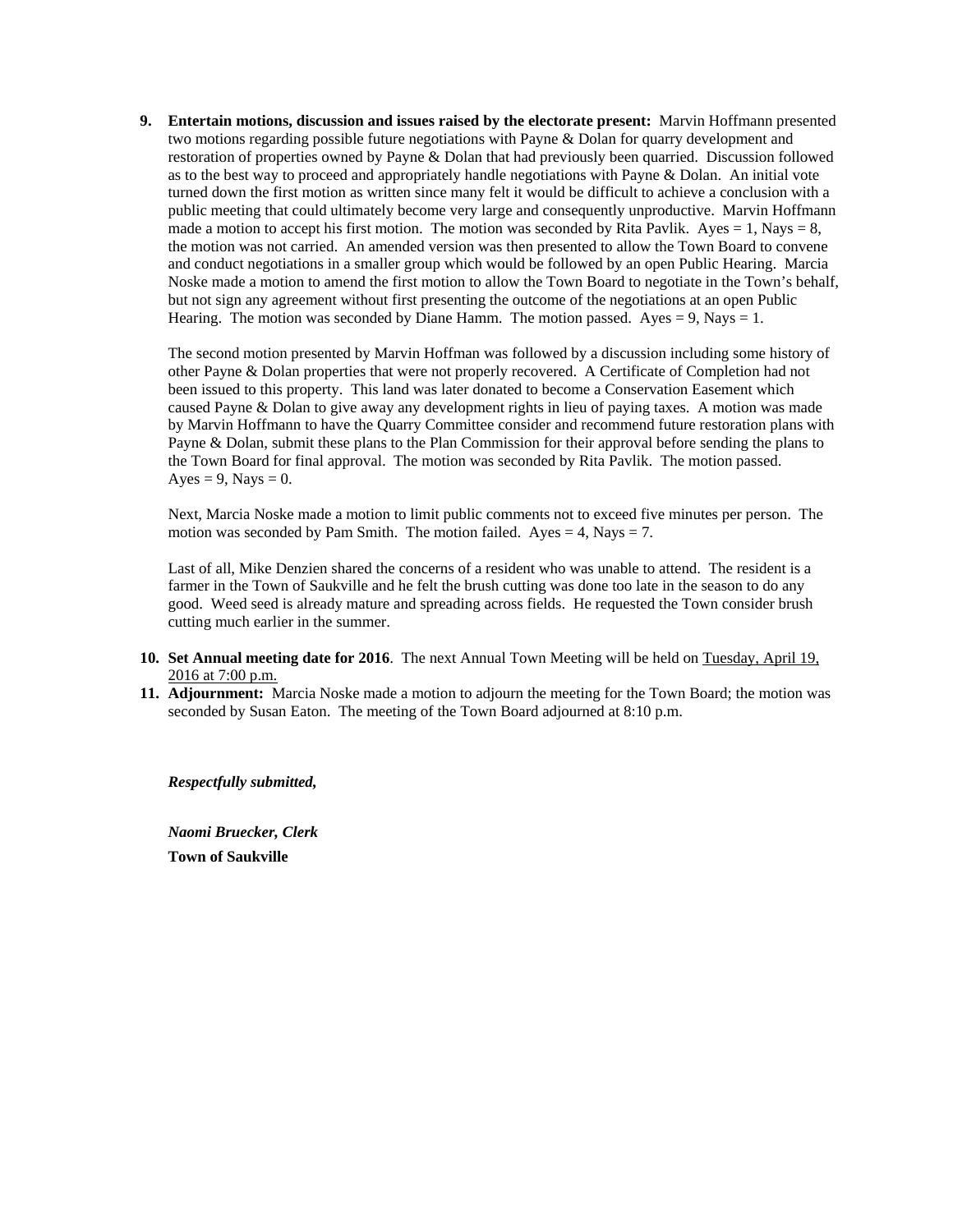9. **Entertain motions, discussion and issues raised by the electorate present:** Marvin Hoffmann presented two motions regarding possible future negotiations with Payne & Dolan for quarry development and restoration of properties owned by Payne & Dolan that had previously been quarried. Discussion followed as to the best way to proceed and appropriately handle negotiations with Payne & Dolan. An initial vote turned down the first motion as written since many felt it would be difficult to achieve a conclusion with a public meeting that could ultimately become very large and consequently unproductive. Marvin Hoffmann made a motion to accept his first motion. The motion was seconded by Rita Pavlik. Ayes = 1, Nays = 8, the motion was not carried. An amended version was then presented to allow the Town Board to convene and conduct negotiations in a smaller group which would be followed by an open Public Hearing. Marcia Noske made a motion to amend the first motion to allow the Town Board to negotiate in the Town's behalf, but not sign any agreement without first presenting the outcome of the negotiations at an open Public Hearing. The motion was seconded by Diane Hamm. The motion passed. Ayes = 9, Nays = 1.

   The second motion presented by Marvin Hoffman was followed by a discussion including some history of other Payne & Dolan properties that were not properly recovered. A Certificate of Completion had not been issued to this property. This land was later donated to become a Conservation Easement which caused Payne & Dolan to give away any development rights in lieu of paying taxes. A motion was made by Marvin Hoffmann to have the Quarry Committee consider and recommend future restoration plans with Payne & Dolan, submit these plans to the Plan Commission for their approval before sending the plans to the Town Board for final approval. The motion was seconded by Rita Pavlik. The motion passed. Ayes = 9, Nays = 0.

   Next, Marcia Noske made a motion to limit public comments not to exceed five minutes per person. The motion was seconded by Pam Smith. The motion failed. Ayes = 4, Nays = 7.

   Last of all, Mike Denzien shared the concerns of a resident who was unable to attend. The resident is a farmer in the Town of Saukville and he felt the brush cutting was done too late in the season to do any good. Weed seed is already mature and spreading across fields. He requested the Town consider brush cutting much earlier in the summer.

10. **Set Annual meeting date for 2016**. The next Annual Town Meeting will be held on Tuesday, April 19, 2016 at 7:00 p.m.
11. **Adjournment:** Marcia Noske made a motion to adjourn the meeting for the Town Board; the motion was seconded by Susan Eaton. The meeting of the Town Board adjourned at 8:10 p.m.

***Respectfully submitted,***

***Naomi Bruecker, Clerk***

**Town of Saukville**